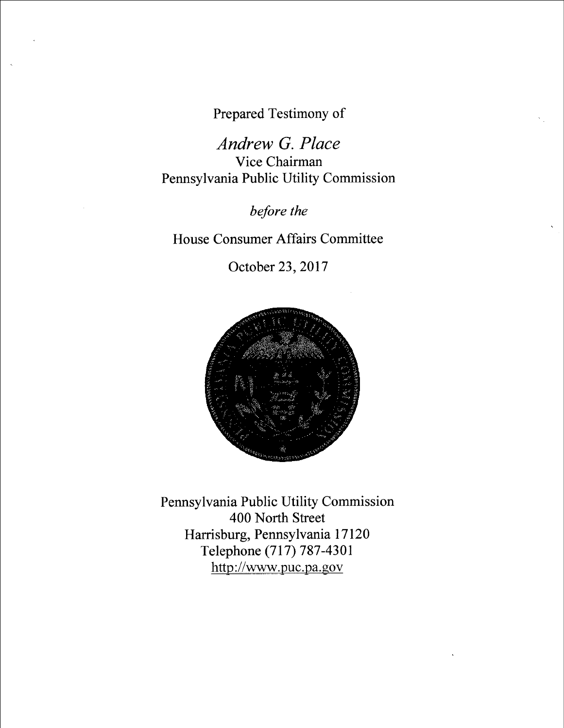Prepared Testimony of

# *Andrew G. Place*

Vice Chairman
Pennsylvania Public Utility Commission

*before the*

House Consumer Affairs Committee

October 23, 2017

Pennsylvania Public Utility Commission
400 North Street
Harrisburg, Pennsylvania 17120
Telephone (717) 787-4301
http://www.puc.pa.gov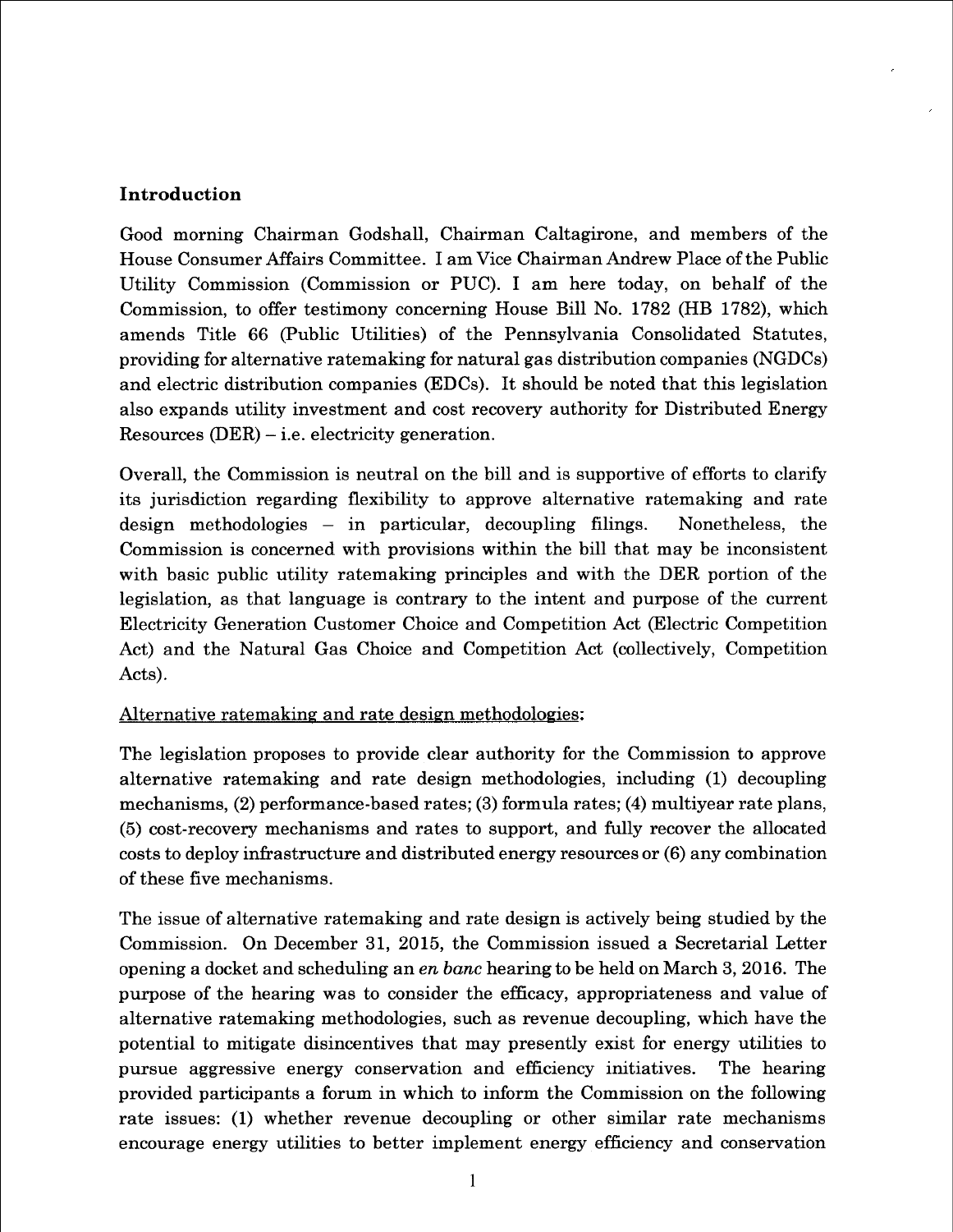## Introduction

Good morning Chairman Godshall, Chairman Caltagirone, and members of the House Consumer Affairs Committee. I am Vice Chairman Andrew Place of the Public Utility Commission (Commission or PUC). I am here today, on behalf of the Commission, to offer testimony concerning House Bill No. 1782 (HB 1782), which amends Title 66 (Public Utilities) of the Pennsylvania Consolidated Statutes, providing for alternative ratemaking for natural gas distribution companies (NGDCs) and electric distribution companies (EDCs). It should be noted that this legislation also expands utility investment and cost recovery authority for Distributed Energy Resources (DER) – i.e. electricity generation.

Overall, the Commission is neutral on the bill and is supportive of efforts to clarify its jurisdiction regarding flexibility to approve alternative ratemaking and rate design methodologies – in particular, decoupling filings. Nonetheless, the Commission is concerned with provisions within the bill that may be inconsistent with basic public utility ratemaking principles and with the DER portion of the legislation, as that language is contrary to the intent and purpose of the current Electricity Generation Customer Choice and Competition Act (Electric Competition Act) and the Natural Gas Choice and Competition Act (collectively, Competition Acts).

Alternative ratemaking and rate design methodologies:

The legislation proposes to provide clear authority for the Commission to approve alternative ratemaking and rate design methodologies, including (1) decoupling mechanisms, (2) performance-based rates; (3) formula rates; (4) multiyear rate plans, (5) cost-recovery mechanisms and rates to support, and fully recover the allocated costs to deploy infrastructure and distributed energy resources or (6) any combination of these five mechanisms.

The issue of alternative ratemaking and rate design is actively being studied by the Commission. On December 31, 2015, the Commission issued a Secretarial Letter opening a docket and scheduling an *en banc* hearing to be held on March 3, 2016. The purpose of the hearing was to consider the efficacy, appropriateness and value of alternative ratemaking methodologies, such as revenue decoupling, which have the potential to mitigate disincentives that may presently exist for energy utilities to pursue aggressive energy conservation and efficiency initiatives. The hearing provided participants a forum in which to inform the Commission on the following rate issues: (1) whether revenue decoupling or other similar rate mechanisms encourage energy utilities to better implement energy efficiency and conservation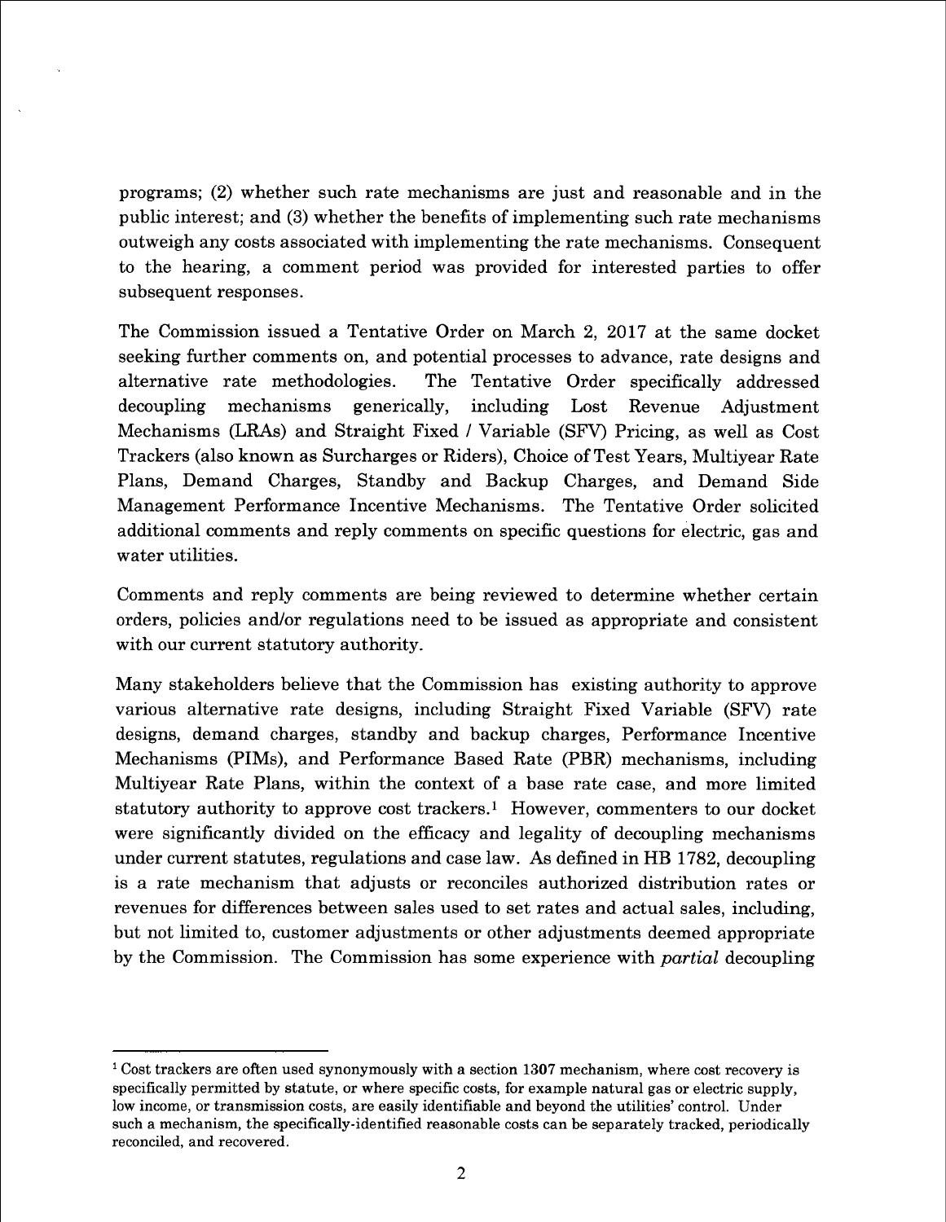programs; (2) whether such rate mechanisms are just and reasonable and in the public interest; and (3) whether the benefits of implementing such rate mechanisms outweigh any costs associated with implementing the rate mechanisms. Consequent to the hearing, a comment period was provided for interested parties to offer subsequent responses.

The Commission issued a Tentative Order on March 2, 2017 at the same docket seeking further comments on, and potential processes to advance, rate designs and alternative rate methodologies. The Tentative Order specifically addressed decoupling mechanisms generically, including Lost Revenue Adjustment Mechanisms (LRAs) and Straight Fixed / Variable (SFV) Pricing, as well as Cost Trackers (also known as Surcharges or Riders), Choice of Test Years, Multiyear Rate Plans, Demand Charges, Standby and Backup Charges, and Demand Side Management Performance Incentive Mechanisms. The Tentative Order solicited additional comments and reply comments on specific questions for electric, gas and water utilities.

Comments and reply comments are being reviewed to determine whether certain orders, policies and/or regulations need to be issued as appropriate and consistent with our current statutory authority.

Many stakeholders believe that the Commission has existing authority to approve various alternative rate designs, including Straight Fixed Variable (SFV) rate designs, demand charges, standby and backup charges, Performance Incentive Mechanisms (PIMs), and Performance Based Rate (PBR) mechanisms, including Multiyear Rate Plans, within the context of a base rate case, and more limited statutory authority to approve cost trackers.[1] However, commenters to our docket were significantly divided on the efficacy and legality of decoupling mechanisms under current statutes, regulations and case law. As defined in HB 1782, decoupling is a rate mechanism that adjusts or reconciles authorized distribution rates or revenues for differences between sales used to set rates and actual sales, including, but not limited to, customer adjustments or other adjustments deemed appropriate by the Commission. The Commission has some experience with *partial* decoupling

---

[1] Cost trackers are often used synonymously with a section 1307 mechanism, where cost recovery is specifically permitted by statute, or where specific costs, for example natural gas or electric supply, low income, or transmission costs, are easily identifiable and beyond the utilities' control. Under such a mechanism, the specifically-identified reasonable costs can be separately tracked, periodically reconciled, and recovered.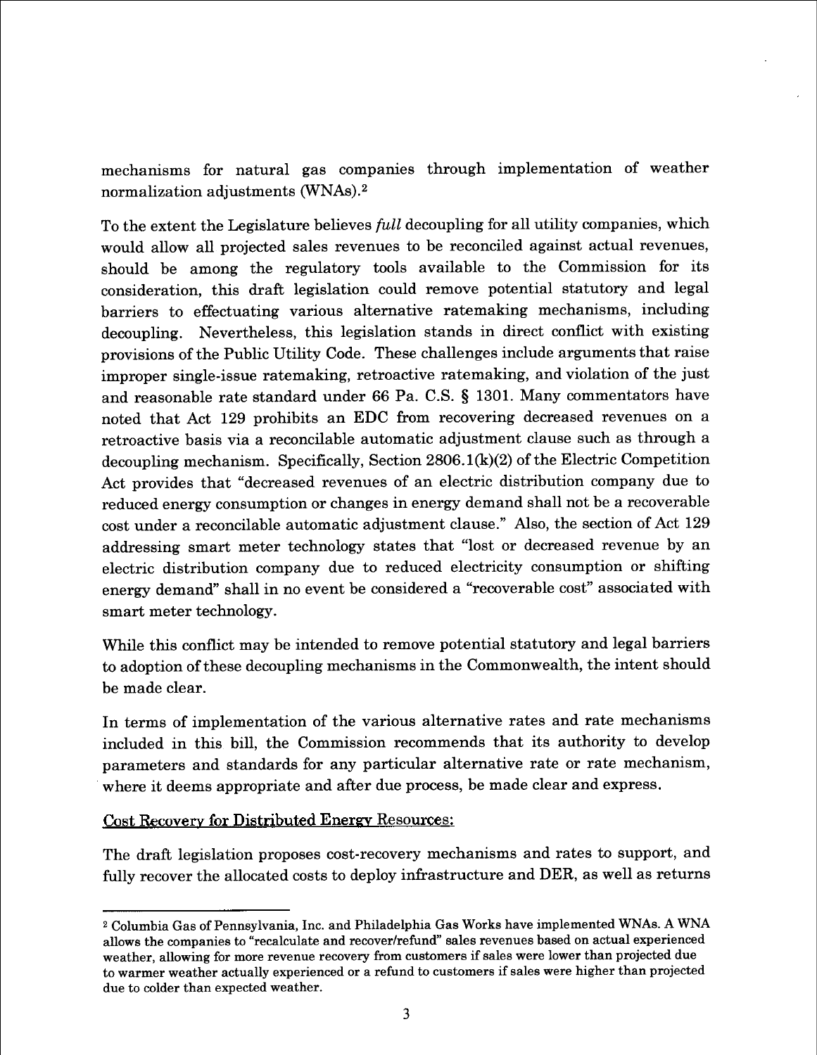mechanisms for natural gas companies through implementation of weather normalization adjustments (WNAs).[2]

To the extent the Legislature believes *full* decoupling for all utility companies, which would allow all projected sales revenues to be reconciled against actual revenues, should be among the regulatory tools available to the Commission for its consideration, this draft legislation could remove potential statutory and legal barriers to effectuating various alternative ratemaking mechanisms, including decoupling. Nevertheless, this legislation stands in direct conflict with existing provisions of the Public Utility Code. These challenges include arguments that raise improper single-issue ratemaking, retroactive ratemaking, and violation of the just and reasonable rate standard under 66 Pa. C.S. § 1301. Many commentators have noted that Act 129 prohibits an EDC from recovering decreased revenues on a retroactive basis via a reconcilable automatic adjustment clause such as through a decoupling mechanism. Specifically, Section 2806.1(k)(2) of the Electric Competition Act provides that "decreased revenues of an electric distribution company due to reduced energy consumption or changes in energy demand shall not be a recoverable cost under a reconcilable automatic adjustment clause." Also, the section of Act 129 addressing smart meter technology states that "lost or decreased revenue by an electric distribution company due to reduced electricity consumption or shifting energy demand" shall in no event be considered a "recoverable cost" associated with smart meter technology.

While this conflict may be intended to remove potential statutory and legal barriers to adoption of these decoupling mechanisms in the Commonwealth, the intent should be made clear.

In terms of implementation of the various alternative rates and rate mechanisms included in this bill, the Commission recommends that its authority to develop parameters and standards for any particular alternative rate or rate mechanism, where it deems appropriate and after due process, be made clear and express.

Cost Recovery for Distributed Energy Resources:

The draft legislation proposes cost-recovery mechanisms and rates to support, and fully recover the allocated costs to deploy infrastructure and DER, as well as returns

[2] Columbia Gas of Pennsylvania, Inc. and Philadelphia Gas Works have implemented WNAs. A WNA allows the companies to "recalculate and recover/refund" sales revenues based on actual experienced weather, allowing for more revenue recovery from customers if sales were lower than projected due to warmer weather actually experienced or a refund to customers if sales were higher than projected due to colder than expected weather.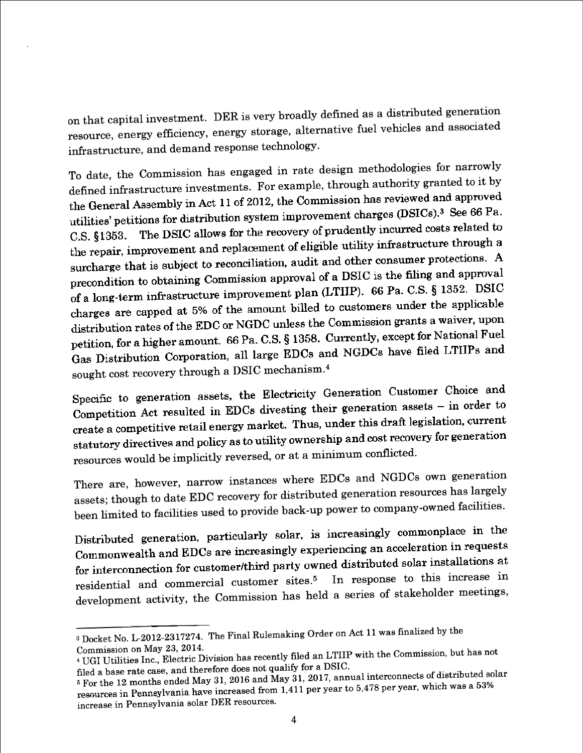on that capital investment. DER is very broadly defined as a distributed generation resource, energy efficiency, energy storage, alternative fuel vehicles and associated infrastructure, and demand response technology.

To date, the Commission has engaged in rate design methodologies for narrowly defined infrastructure investments. For example, through authority granted to it by the General Assembly in Act 11 of 2012, the Commission has reviewed and approved utilities' petitions for distribution system improvement charges (DSICs).[3] See 66 Pa. C.S. §1353. The DSIC allows for the recovery of prudently incurred costs related to the repair, improvement and replacement of eligible utility infrastructure through a surcharge that is subject to reconciliation, audit and other consumer protections. A precondition to obtaining Commission approval of a DSIC is the filing and approval of a long-term infrastructure improvement plan (LTIIP). 66 Pa. C.S. § 1352. DSIC charges are capped at 5% of the amount billed to customers under the applicable distribution rates of the EDC or NGDC unless the Commission grants a waiver, upon petition, for a higher amount. 66 Pa. C.S. § 1358. Currently, except for National Fuel Gas Distribution Corporation, all large EDCs and NGDCs have filed LTIIPs and sought cost recovery through a DSIC mechanism.[4]

Specific to generation assets, the Electricity Generation Customer Choice and Competition Act resulted in EDCs divesting their generation assets – in order to create a competitive retail energy market. Thus, under this draft legislation, current statutory directives and policy as to utility ownership and cost recovery for generation resources would be implicitly reversed, or at a minimum conflicted.

There are, however, narrow instances where EDCs and NGDCs own generation assets; though to date EDC recovery for distributed generation resources has largely been limited to facilities used to provide back-up power to company-owned facilities.

Distributed generation, particularly solar, is increasingly commonplace in the Commonwealth and EDCs are increasingly experiencing an acceleration in requests for interconnection for customer/third party owned distributed solar installations at residential and commercial customer sites.[5] In response to this increase in development activity, the Commission has held a series of stakeholder meetings,

---

[3] Docket No. L-2012-2317274. The Final Rulemaking Order on Act 11 was finalized by the Commission on May 23, 2014.

[4] UGI Utilities Inc., Electric Division has recently filed an LTIIP with the Commission, but has not filed a base rate case, and therefore does not qualify for a DSIC.

[5] For the 12 months ended May 31, 2016 and May 31, 2017, annual interconnects of distributed solar resources in Pennsylvania have increased from 1,411 per year to 5,478 per year, which was a 53% increase in Pennsylvania solar DER resources.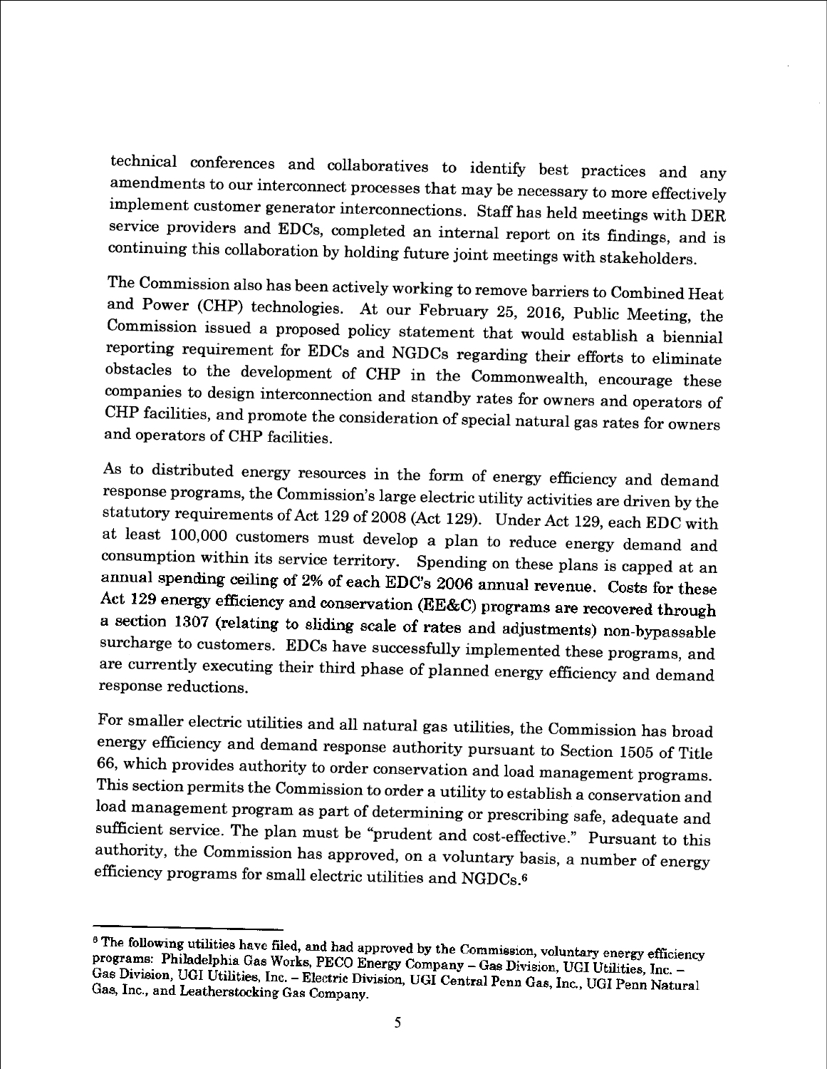technical conferences and collaboratives to identify best practices and any amendments to our interconnect processes that may be necessary to more effectively implement customer generator interconnections. Staff has held meetings with DER service providers and EDCs, completed an internal report on its findings, and is continuing this collaboration by holding future joint meetings with stakeholders.

The Commission also has been actively working to remove barriers to Combined Heat and Power (CHP) technologies. At our February 25, 2016, Public Meeting, the Commission issued a proposed policy statement that would establish a biennial reporting requirement for EDCs and NGDCs regarding their efforts to eliminate obstacles to the development of CHP in the Commonwealth, encourage these companies to design interconnection and standby rates for owners and operators of CHP facilities, and promote the consideration of special natural gas rates for owners and operators of CHP facilities.

As to distributed energy resources in the form of energy efficiency and demand response programs, the Commission's large electric utility activities are driven by the statutory requirements of Act 129 of 2008 (Act 129). Under Act 129, each EDC with at least 100,000 customers must develop a plan to reduce energy demand and consumption within its service territory. Spending on these plans is capped at an annual spending ceiling of 2% of each EDC's 2006 annual revenue. Costs for these Act 129 energy efficiency and conservation (EE&C) programs are recovered through a section 1307 (relating to sliding scale of rates and adjustments) non-bypassable surcharge to customers. EDCs have successfully implemented these programs, and are currently executing their third phase of planned energy efficiency and demand response reductions.

For smaller electric utilities and all natural gas utilities, the Commission has broad energy efficiency and demand response authority pursuant to Section 1505 of Title 66, which provides authority to order conservation and load management programs. This section permits the Commission to order a utility to establish a conservation and load management program as part of determining or prescribing safe, adequate and sufficient service. The plan must be "prudent and cost-effective." Pursuant to this authority, the Commission has approved, on a voluntary basis, a number of energy efficiency programs for small electric utilities and NGDCs.[6]

---

[6] The following utilities have filed, and had approved by the Commission, voluntary energy efficiency programs: Philadelphia Gas Works, PECO Energy Company – Gas Division, UGI Utilities, Inc. – Gas Division, UGI Utilities, Inc. – Electric Division, UGI Central Penn Gas, Inc., UGI Penn Natural Gas, Inc., and Leatherstocking Gas Company.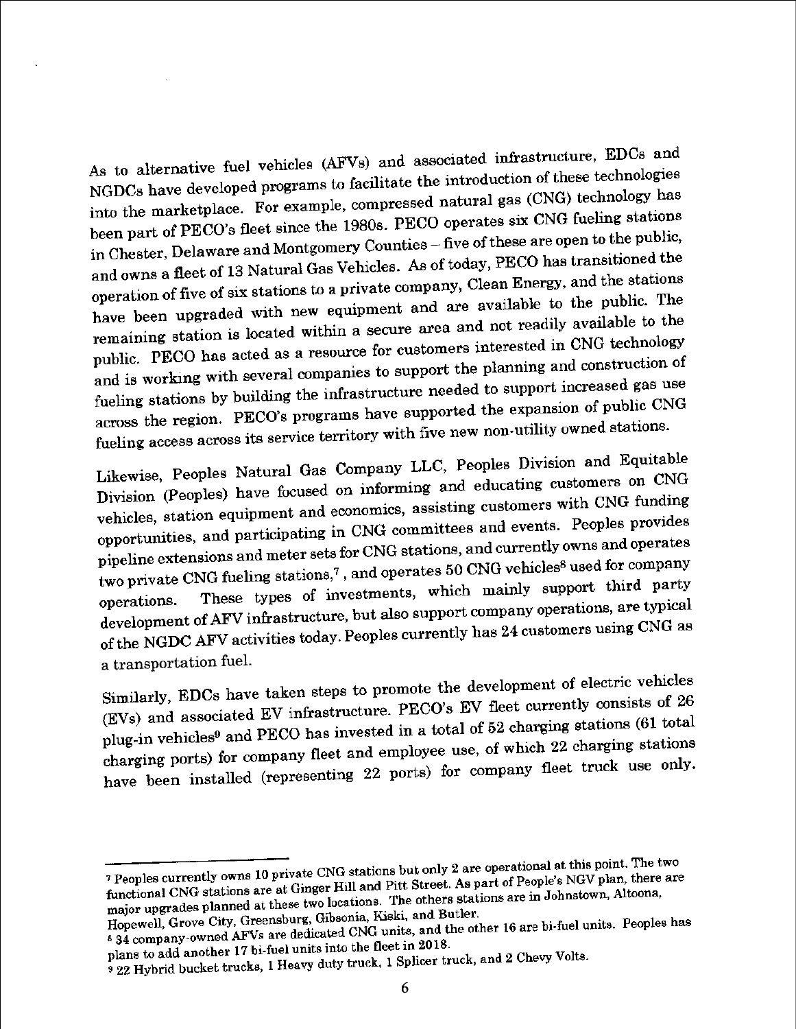As to alternative fuel vehicles (AFVs) and associated infrastructure, EDCs and NGDCs have developed programs to facilitate the introduction of these technologies into the marketplace. For example, compressed natural gas (CNG) technology has been part of PECO's fleet since the 1980s. PECO operates six CNG fueling stations in Chester, Delaware and Montgomery Counties – five of these are open to the public, and owns a fleet of 13 Natural Gas Vehicles. As of today, PECO has transitioned the operation of five of six stations to a private company, Clean Energy, and the stations have been upgraded with new equipment and are available to the public. The remaining station is located within a secure area and not readily available to the public. PECO has acted as a resource for customers interested in CNG technology and is working with several companies to support the planning and construction of fueling stations by building the infrastructure needed to support increased gas use across the region. PECO's programs have supported the expansion of public CNG fueling access across its service territory with five new non-utility owned stations.

Likewise, Peoples Natural Gas Company LLC, Peoples Division and Equitable Division (Peoples) have focused on informing and educating customers on CNG vehicles, station equipment and economics, assisting customers with CNG funding opportunities, and participating in CNG committees and events. Peoples provides pipeline extensions and meter sets for CNG stations, and currently owns and operates two private CNG fueling stations,[7] , and operates 50 CNG vehicles[8] used for company operations. These types of investments, which mainly support third party development of AFV infrastructure, but also support company operations, are typical of the NGDC AFV activities today. Peoples currently has 24 customers using CNG as a transportation fuel.

Similarly, EDCs have taken steps to promote the development of electric vehicles (EVs) and associated EV infrastructure. PECO's EV fleet currently consists of 26 plug-in vehicles[9] and PECO has invested in a total of 52 charging stations (61 total charging ports) for company fleet and employee use, of which 22 charging stations have been installed (representing 22 ports) for company fleet truck use only.

---

[7] Peoples currently owns 10 private CNG stations but only 2 are operational at this point. The two functional CNG stations are at Ginger Hill and Pitt Street. As part of People's NGV plan, there are major upgrades planned at these two locations. The others stations are in Johnstown, Altoona, Hopewell, Grove City, Greensburg, Gibsonia, Kiski, and Butler.

[8] 34 company-owned AFVs are dedicated CNG units, and the other 16 are bi-fuel units. Peoples has plans to add another 17 bi-fuel units into the fleet in 2018.

[9] 22 Hybrid bucket trucks, 1 Heavy duty truck, 1 Splicer truck, and 2 Chevy Volts.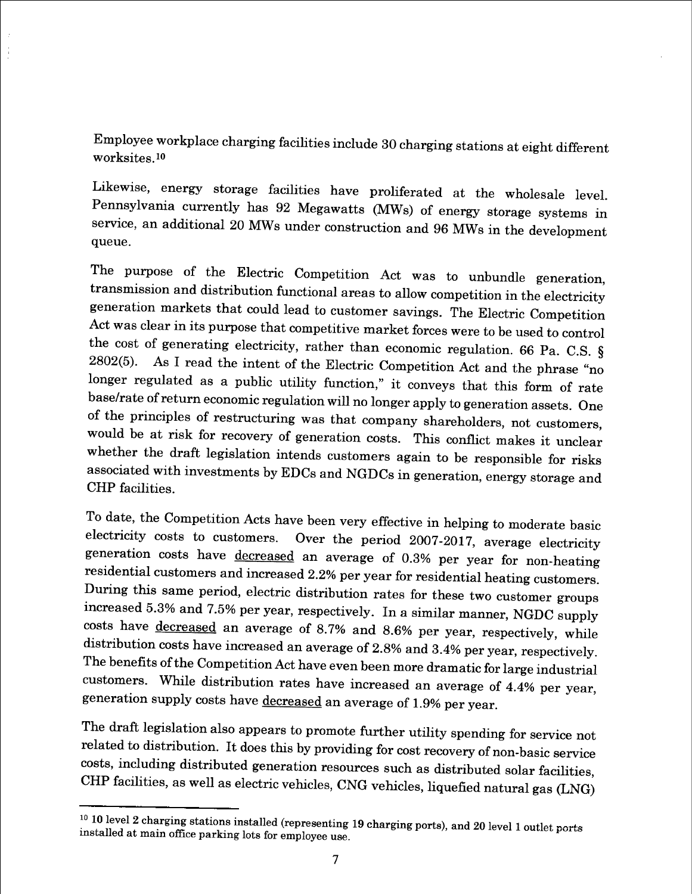Employee workplace charging facilities include 30 charging stations at eight different worksites.[10]

Likewise, energy storage facilities have proliferated at the wholesale level. Pennsylvania currently has 92 Megawatts (MWs) of energy storage systems in service, an additional 20 MWs under construction and 96 MWs in the development queue.

The purpose of the Electric Competition Act was to unbundle generation, transmission and distribution functional areas to allow competition in the electricity generation markets that could lead to customer savings. The Electric Competition Act was clear in its purpose that competitive market forces were to be used to control the cost of generating electricity, rather than economic regulation. 66 Pa. C.S. § 2802(5). As I read the intent of the Electric Competition Act and the phrase "no longer regulated as a public utility function," it conveys that this form of rate base/rate of return economic regulation will no longer apply to generation assets. One of the principles of restructuring was that company shareholders, not customers, would be at risk for recovery of generation costs. This conflict makes it unclear whether the draft legislation intends customers again to be responsible for risks associated with investments by EDCs and NGDCs in generation, energy storage and CHP facilities.

To date, the Competition Acts have been very effective in helping to moderate basic electricity costs to customers. Over the period 2007-2017, average electricity generation costs have <u>decreased</u> an average of 0.3% per year for non-heating residential customers and increased 2.2% per year for residential heating customers. During this same period, electric distribution rates for these two customer groups increased 5.3% and 7.5% per year, respectively. In a similar manner, NGDC supply costs have <u>decreased</u> an average of 8.7% and 8.6% per year, respectively, while distribution costs have increased an average of 2.8% and 3.4% per year, respectively. The benefits of the Competition Act have even been more dramatic for large industrial customers. While distribution rates have increased an average of 4.4% per year, generation supply costs have <u>decreased</u> an average of 1.9% per year.

The draft legislation also appears to promote further utility spending for service not related to distribution. It does this by providing for cost recovery of non-basic service costs, including distributed generation resources such as distributed solar facilities, CHP facilities, as well as electric vehicles, CNG vehicles, liquefied natural gas (LNG)

---

[10] 10 level 2 charging stations installed (representing 19 charging ports), and 20 level 1 outlet ports installed at main office parking lots for employee use.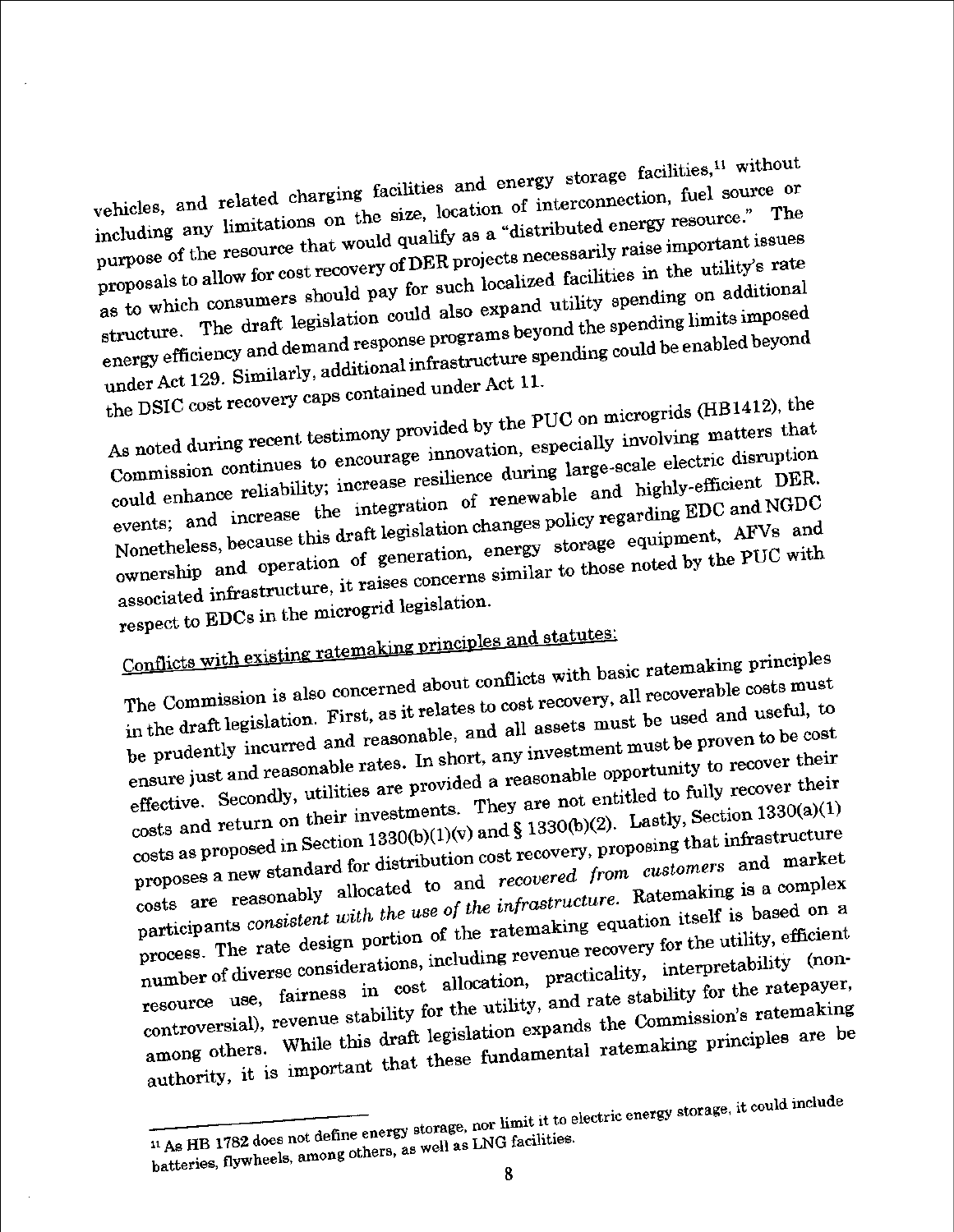vehicles, and related charging facilities and energy storage facilities,[11] without including any limitations on the size, location of interconnection, fuel source or purpose of the resource that would qualify as a "distributed energy resource." The proposals to allow for cost recovery of DER projects necessarily raise important issues as to which consumers should pay for such localized facilities in the utility's rate structure. The draft legislation could also expand utility spending on additional energy efficiency and demand response programs beyond the spending limits imposed under Act 129. Similarly, additional infrastructure spending could be enabled beyond the DSIC cost recovery caps contained under Act 11.

As noted during recent testimony provided by the PUC on microgrids (HB1412), the Commission continues to encourage innovation, especially involving matters that could enhance reliability; increase resilience during large-scale electric disruption events; and increase the integration of renewable and highly-efficient DER. Nonetheless, because this draft legislation changes policy regarding EDC and NGDC ownership and operation of generation, energy storage equipment, AFVs and associated infrastructure, it raises concerns similar to those noted by the PUC with respect to EDCs in the microgrid legislation.

Conflicts with existing ratemaking principles and statutes:

The Commission is also concerned about conflicts with basic ratemaking principles in the draft legislation. First, as it relates to cost recovery, all recoverable costs must be prudently incurred and reasonable, and all assets must be used and useful, to ensure just and reasonable rates. In short, any investment must be proven to be cost effective. Secondly, utilities are provided a reasonable opportunity to recover their costs and return on their investments. They are not entitled to fully recover their costs as proposed in Section 1330(b)(1)(v) and § 1330(b)(2). Lastly, Section 1330(a)(1) proposes a new standard for distribution cost recovery, proposing that infrastructure costs are reasonably allocated to and *recovered from customers* and market participants *consistent with the use of the infrastructure.* Ratemaking is a complex process. The rate design portion of the ratemaking equation itself is based on a number of diverse considerations, including revenue recovery for the utility, efficient resource use, fairness in cost allocation, practicality, interpretability (non-controversial), revenue stability for the utility, and rate stability for the ratepayer, among others. While this draft legislation expands the Commission's ratemaking authority, it is important that these fundamental ratemaking principles are be

---

[11] As HB 1782 does not define energy storage, nor limit it to electric energy storage, it could include batteries, flywheels, among others, as well as LNG facilities.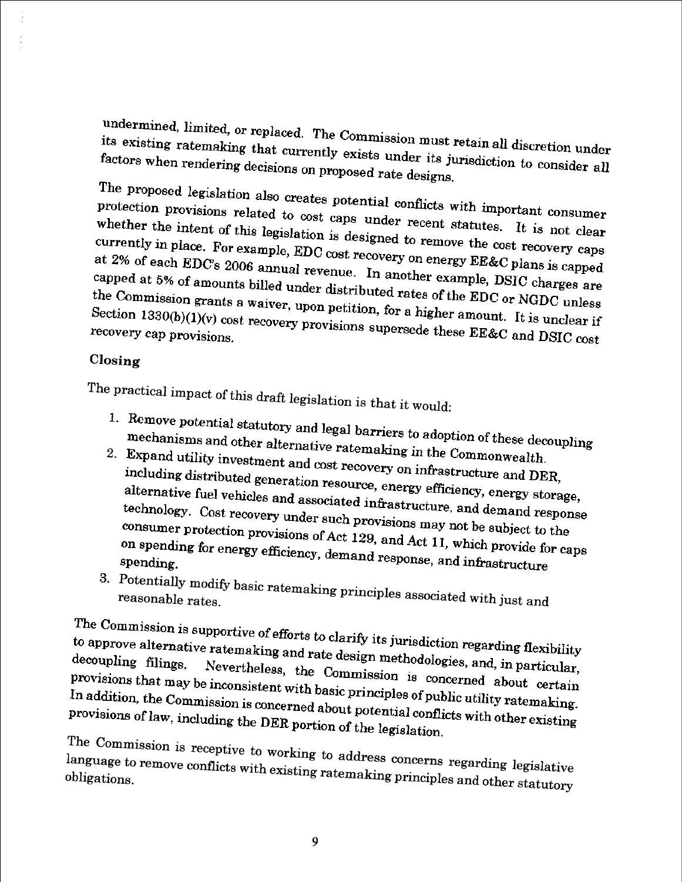undermined, limited, or replaced. The Commission must retain all discretion under its existing ratemaking that currently exists under its jurisdiction to consider all factors when rendering decisions on proposed rate designs.

The proposed legislation also creates potential conflicts with important consumer protection provisions related to cost caps under recent statutes. It is not clear whether the intent of this legislation is designed to remove the cost recovery caps currently in place. For example, EDC cost recovery on energy EE&C plans is capped at 2% of each EDC's 2006 annual revenue. In another example, DSIC charges are capped at 5% of amounts billed under distributed rates of the EDC or NGDC unless the Commission grants a waiver, upon petition, for a higher amount. It is unclear if Section 1330(b)(1)(v) cost recovery provisions supersede these EE&C and DSIC cost recovery cap provisions.

**Closing**

The practical impact of this draft legislation is that it would:

1. Remove potential statutory and legal barriers to adoption of these decoupling mechanisms and other alternative ratemaking in the Commonwealth.
2. Expand utility investment and cost recovery on infrastructure and DER, including distributed generation resource, energy efficiency, energy storage, alternative fuel vehicles and associated infrastructure, and demand response technology. Cost recovery under such provisions may not be subject to the consumer protection provisions of Act 129, and Act 11, which provide for caps on spending for energy efficiency, demand response, and infrastructure spending.
3. Potentially modify basic ratemaking principles associated with just and reasonable rates.

The Commission is supportive of efforts to clarify its jurisdiction regarding flexibility to approve alternative ratemaking and rate design methodologies, and, in particular, decoupling filings. Nevertheless, the Commission is concerned about certain provisions that may be inconsistent with basic principles of public utility ratemaking. In addition, the Commission is concerned about potential conflicts with other existing provisions of law, including the DER portion of the legislation.

The Commission is receptive to working to address concerns regarding legislative language to remove conflicts with existing ratemaking principles and other statutory obligations.